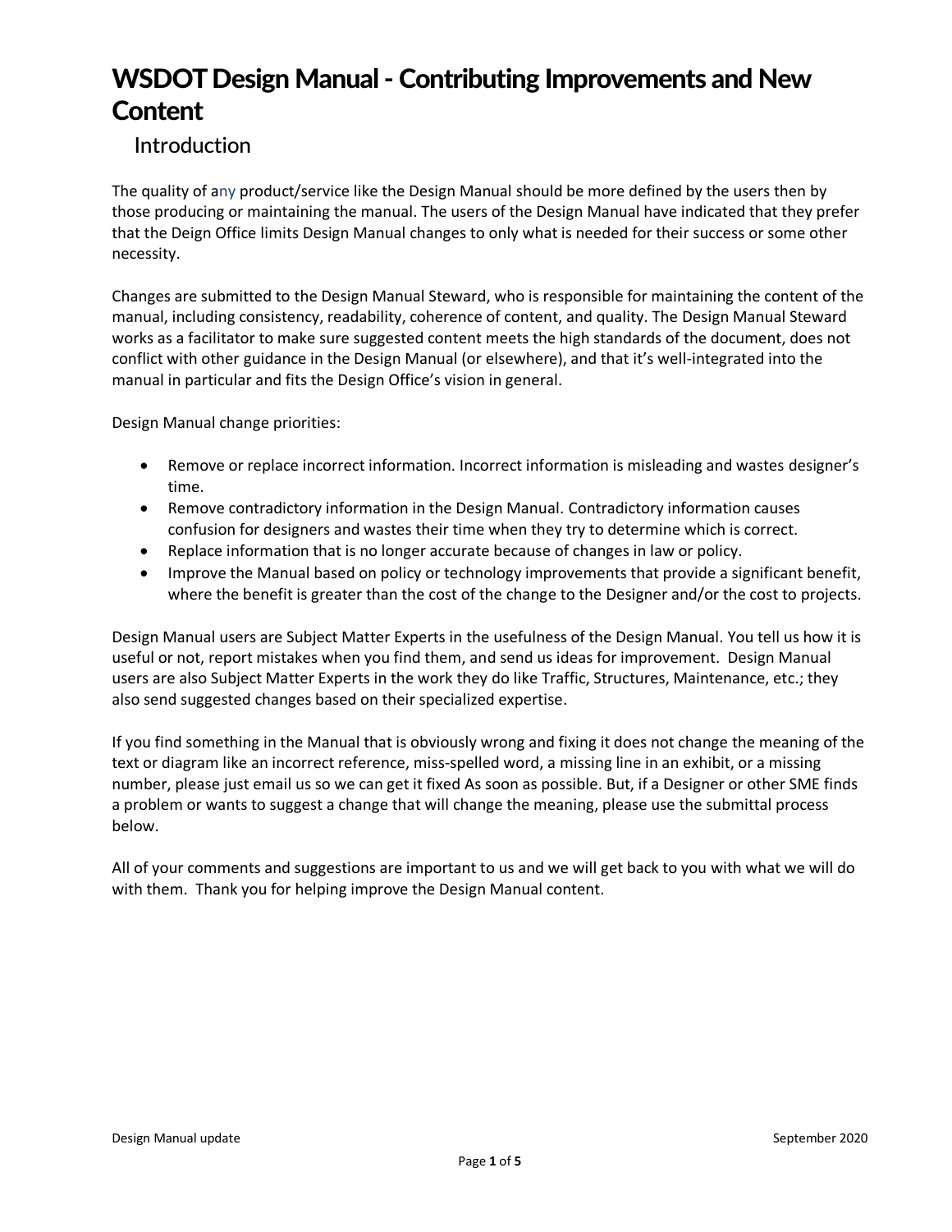# WSDOT Design Manual - Contributing Improvements and New Content

## Introduction

The quality of any product/service like the Design Manual should be more defined by the users then by those producing or maintaining the manual. The users of the Design Manual have indicated that they prefer that the Deign Office limits Design Manual changes to only what is needed for their success or some other necessity.

Changes are submitted to the Design Manual Steward, who is responsible for maintaining the content of the manual, including consistency, readability, coherence of content, and quality. The Design Manual Steward works as a facilitator to make sure suggested content meets the high standards of the document, does not conflict with other guidance in the Design Manual (or elsewhere), and that it's well-integrated into the manual in particular and fits the Design Office's vision in general.

Design Manual change priorities:

- Remove or replace incorrect information. Incorrect information is misleading and wastes designer's time.
- Remove contradictory information in the Design Manual. Contradictory information causes confusion for designers and wastes their time when they try to determine which is correct.
- Replace information that is no longer accurate because of changes in law or policy.
- Improve the Manual based on policy or technology improvements that provide a significant benefit, where the benefit is greater than the cost of the change to the Designer and/or the cost to projects.

Design Manual users are Subject Matter Experts in the usefulness of the Design Manual. You tell us how it is useful or not, report mistakes when you find them, and send us ideas for improvement. Design Manual users are also Subject Matter Experts in the work they do like Traffic, Structures, Maintenance, etc.; they also send suggested changes based on their specialized expertise.

If you find something in the Manual that is obviously wrong and fixing it does not change the meaning of the text or diagram like an incorrect reference, miss-spelled word, a missing line in an exhibit, or a missing number, please just email us so we can get it fixed As soon as possible. But, if a Designer or other SME finds a problem or wants to suggest a change that will change the meaning, please use the submittal process below.

All of your comments and suggestions are important to us and we will get back to you with what we will do with them. Thank you for helping improve the Design Manual content.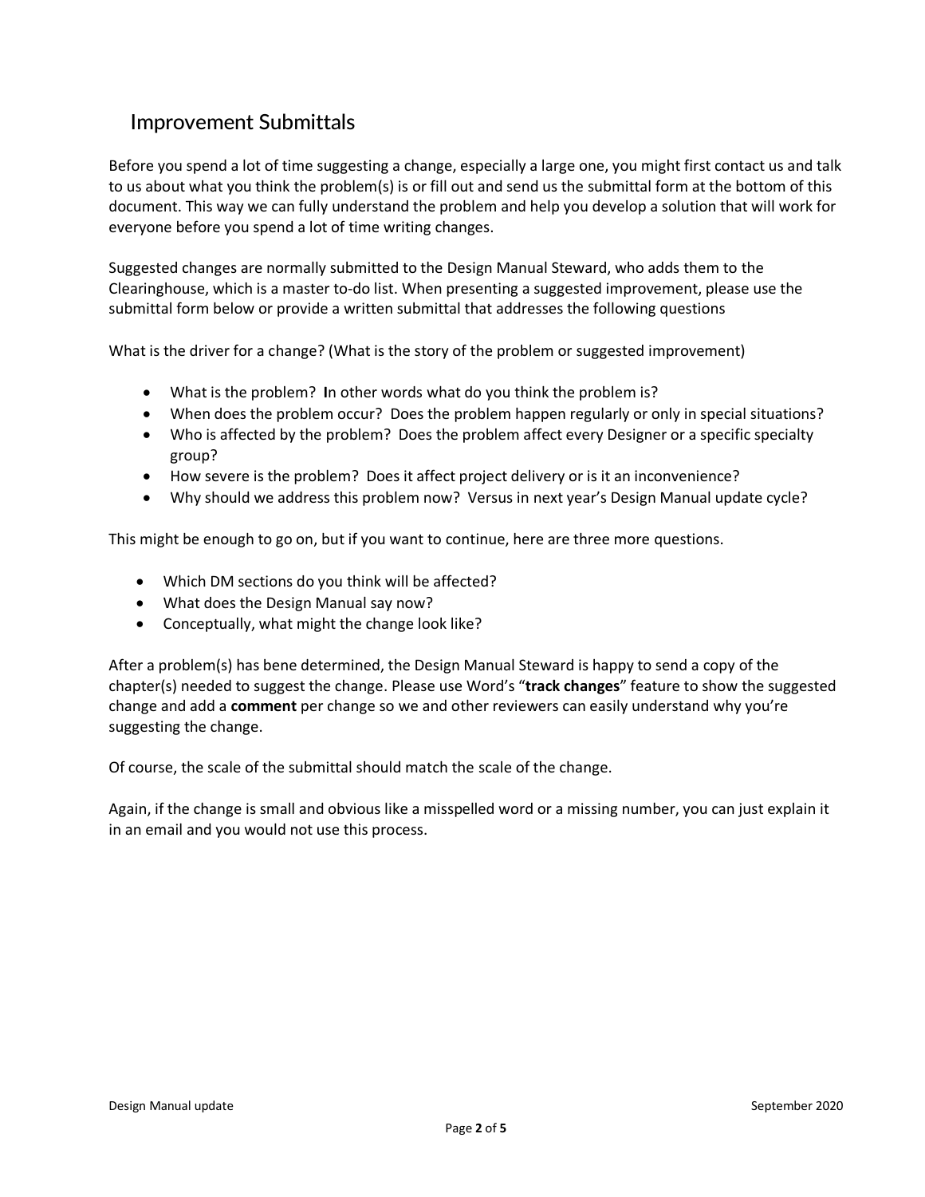## Improvement Submittals

Before you spend a lot of time suggesting a change, especially a large one, you might first contact us and talk to us about what you think the problem(s) is or fill out and send us the submittal form at the bottom of this document. This way we can fully understand the problem and help you develop a solution that will work for everyone before you spend a lot of time writing changes.

Suggested changes are normally submitted to the Design Manual Steward, who adds them to the Clearinghouse, which is a master to-do list. When presenting a suggested improvement, please use the submittal form below or provide a written submittal that addresses the following questions

What is the driver for a change? (What is the story of the problem or suggested improvement)

- What is the problem? **I**n other words what do you think the problem is?
- When does the problem occur? Does the problem happen regularly or only in special situations?
- Who is affected by the problem? Does the problem affect every Designer or a specific specialty group?
- How severe is the problem? Does it affect project delivery or is it an inconvenience?
- Why should we address this problem now? Versus in next year's Design Manual update cycle?

This might be enough to go on, but if you want to continue, here are three more questions.

- Which DM sections do you think will be affected?
- What does the Design Manual say now?
- Conceptually, what might the change look like?

After a problem(s) has bene determined, the Design Manual Steward is happy to send a copy of the chapter(s) needed to suggest the change. Please use Word's "**track changes**" feature to show the suggested change and add a **comment** per change so we and other reviewers can easily understand why you're suggesting the change.

Of course, the scale of the submittal should match the scale of the change.

Again, if the change is small and obvious like a misspelled word or a missing number, you can just explain it in an email and you would not use this process.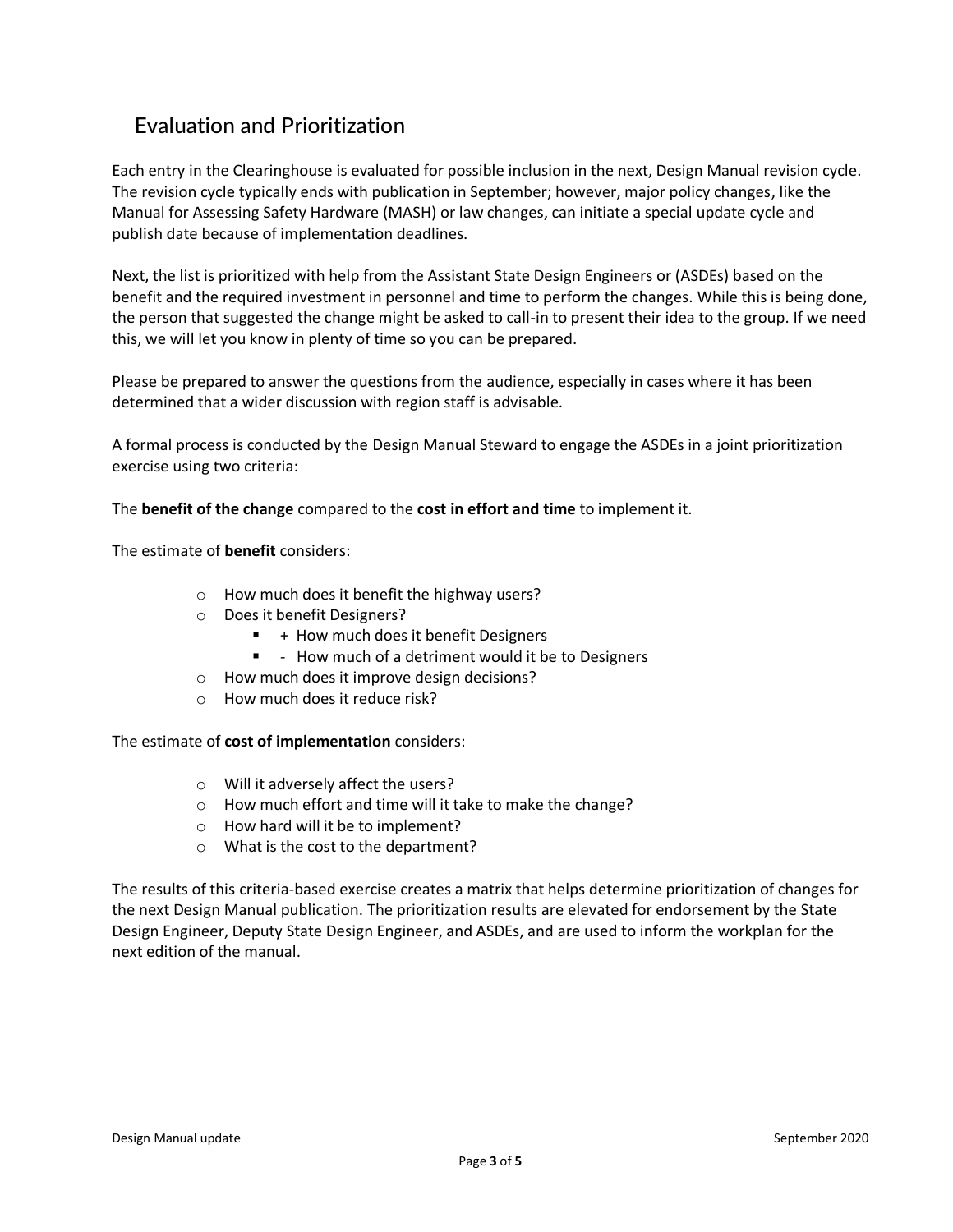## Evaluation and Prioritization

Each entry in the Clearinghouse is evaluated for possible inclusion in the next, Design Manual revision cycle. The revision cycle typically ends with publication in September; however, major policy changes, like the Manual for Assessing Safety Hardware (MASH) or law changes, can initiate a special update cycle and publish date because of implementation deadlines.

Next, the list is prioritized with help from the Assistant State Design Engineers or (ASDEs) based on the benefit and the required investment in personnel and time to perform the changes. While this is being done, the person that suggested the change might be asked to call-in to present their idea to the group. If we need this, we will let you know in plenty of time so you can be prepared.

Please be prepared to answer the questions from the audience, especially in cases where it has been determined that a wider discussion with region staff is advisable.

A formal process is conducted by the Design Manual Steward to engage the ASDEs in a joint prioritization exercise using two criteria:

The **benefit of the change** compared to the **cost in effort and time** to implement it.

The estimate of **benefit** considers:

- How much does it benefit the highway users?
- Does it benefit Designers?
  - + How much does it benefit Designers
  - - How much of a detriment would it be to Designers
- How much does it improve design decisions?
- How much does it reduce risk?

The estimate of **cost of implementation** considers:

- Will it adversely affect the users?
- How much effort and time will it take to make the change?
- How hard will it be to implement?
- What is the cost to the department?

The results of this criteria-based exercise creates a matrix that helps determine prioritization of changes for the next Design Manual publication. The prioritization results are elevated for endorsement by the State Design Engineer, Deputy State Design Engineer, and ASDEs, and are used to inform the workplan for the next edition of the manual.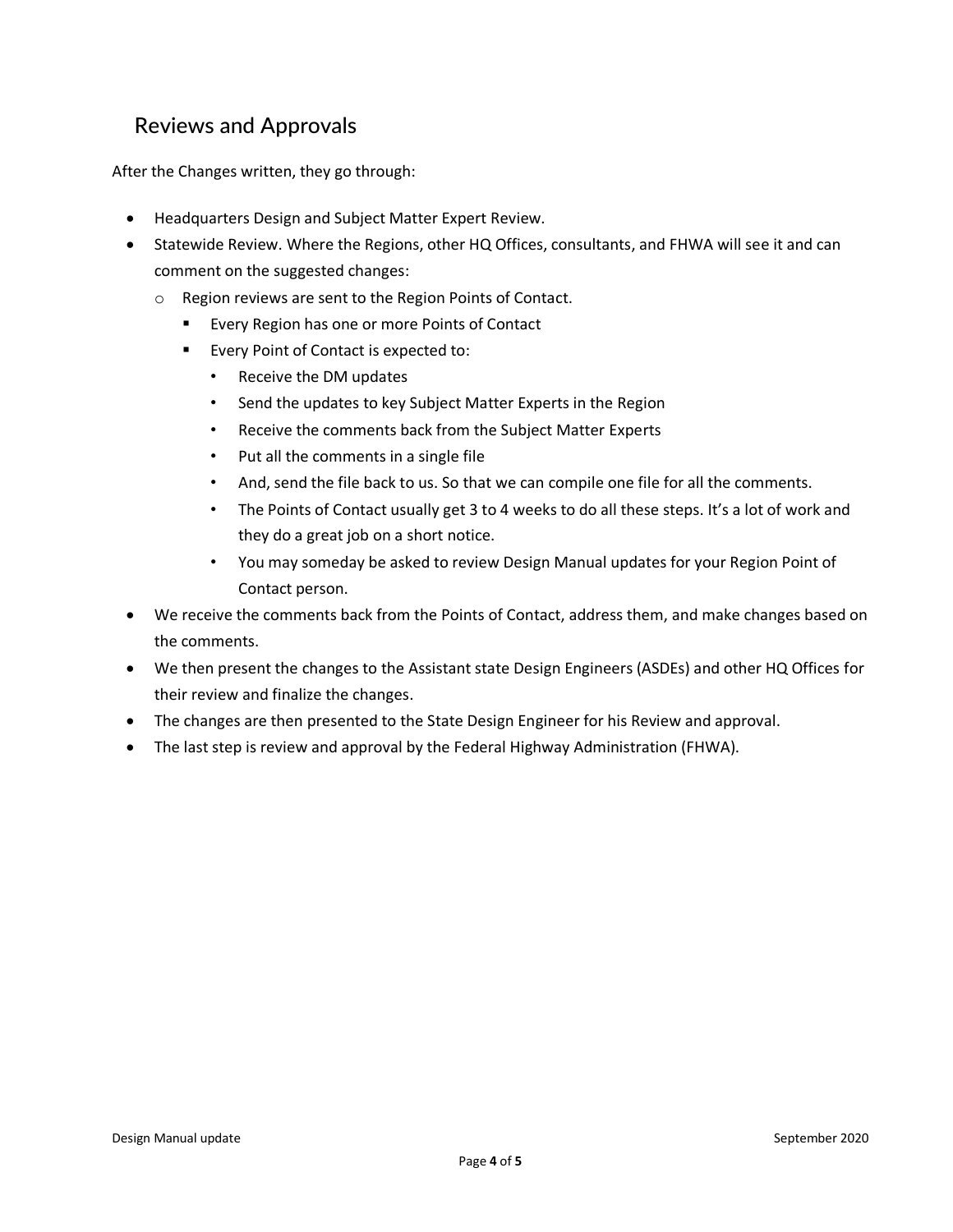## Reviews and Approvals

After the Changes written, they go through:

- Headquarters Design and Subject Matter Expert Review.
- Statewide Review. Where the Regions, other HQ Offices, consultants, and FHWA will see it and can comment on the suggested changes:
  - Region reviews are sent to the Region Points of Contact.
    - Every Region has one or more Points of Contact
    - Every Point of Contact is expected to:
      - Receive the DM updates
      - Send the updates to key Subject Matter Experts in the Region
      - Receive the comments back from the Subject Matter Experts
      - Put all the comments in a single file
      - And, send the file back to us. So that we can compile one file for all the comments.
      - The Points of Contact usually get 3 to 4 weeks to do all these steps. It's a lot of work and they do a great job on a short notice.
      - You may someday be asked to review Design Manual updates for your Region Point of Contact person.
- We receive the comments back from the Points of Contact, address them, and make changes based on the comments.
- We then present the changes to the Assistant state Design Engineers (ASDEs) and other HQ Offices for their review and finalize the changes.
- The changes are then presented to the State Design Engineer for his Review and approval.
- The last step is review and approval by the Federal Highway Administration (FHWA).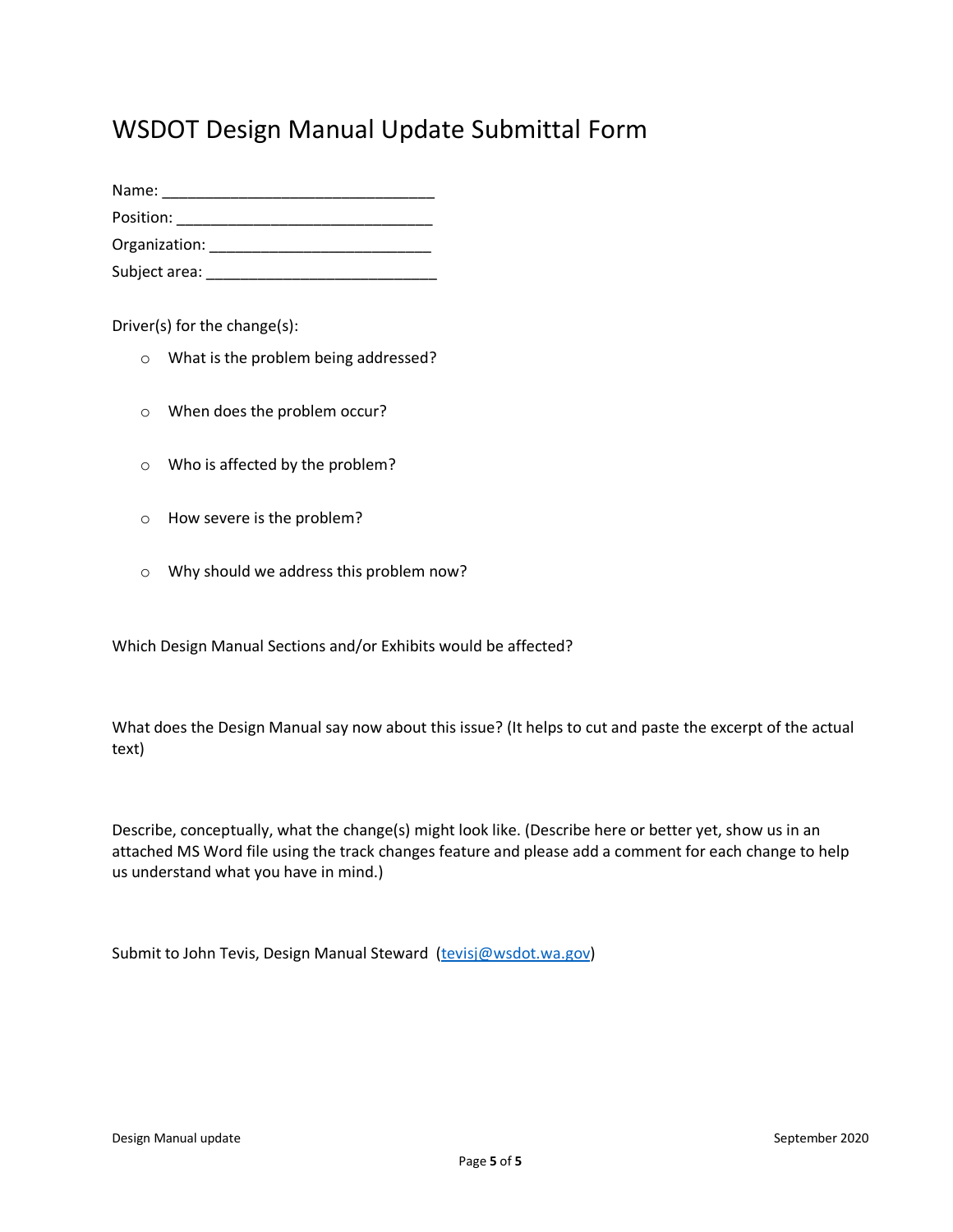# WSDOT Design Manual Update Submittal Form

Name: ________________________________

Position: ______________________________

Organization: __________________________

Subject area: ___________________________

Driver(s) for the change(s):

- What is the problem being addressed?
- When does the problem occur?
- Who is affected by the problem?
- How severe is the problem?
- Why should we address this problem now?

Which Design Manual Sections and/or Exhibits would be affected?

What does the Design Manual say now about this issue? (It helps to cut and paste the excerpt of the actual text)

Describe, conceptually, what the change(s) might look like. (Describe here or better yet, show us in an attached MS Word file using the track changes feature and please add a comment for each change to help us understand what you have in mind.)

Submit to John Tevis, Design Manual Steward (tevisj@wsdot.wa.gov)